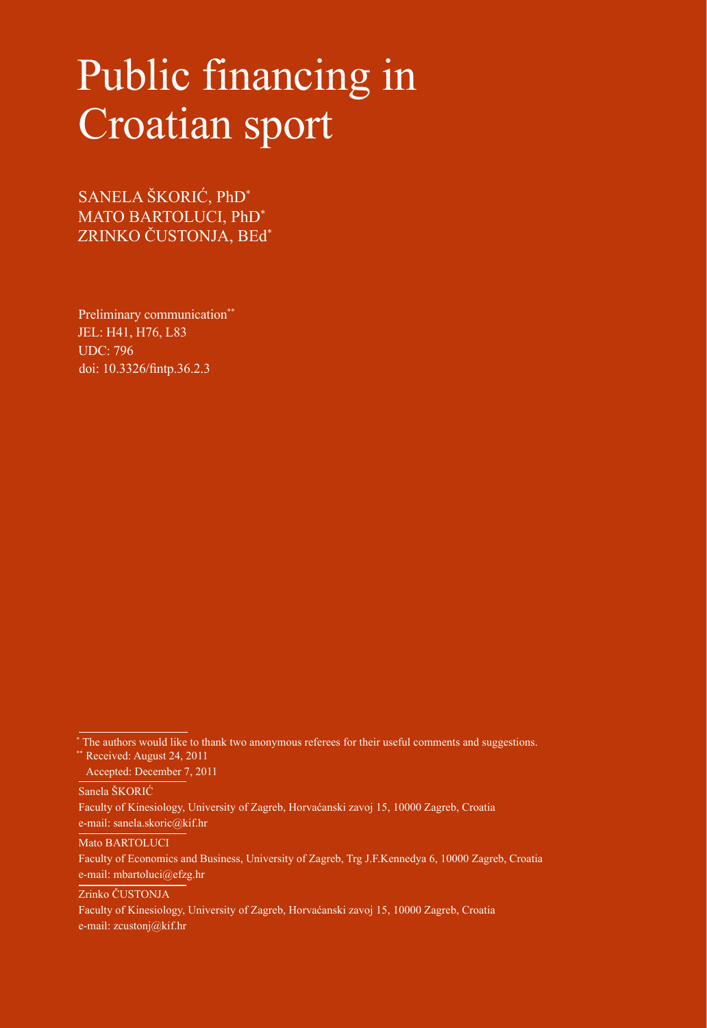# Public financing in Croatian sport

SANELA ŠKORIĆ, PhD*
MATO BARTOLUCI, PhD*
ZRINKO ČUSTONJA, BEd*

Preliminary communication**
JEL: H41, H76, L83
UDC: 796
doi: 10.3326/fintp.36.2.3

---

* The authors would like to thank two anonymous referees for their useful comments and suggestions.

** Received: August 24, 2011
Accepted: December 7, 2011

Sanela ŠKORIĆ
Faculty of Kinesiology, University of Zagreb, Horvaćanski zavoj 15, 10000 Zagreb, Croatia
e-mail: sanela.skoric@kif.hr

Mato BARTOLUCI
Faculty of Economics and Business, University of Zagreb, Trg J.F.Kennedya 6, 10000 Zagreb, Croatia
e-mail: mbartoluci@efzg.hr

Zrinko ČUSTONJA
Faculty of Kinesiology, University of Zagreb, Horvaćanski zavoj 15, 10000 Zagreb, Croatia
e-mail: zcustonj@kif.hr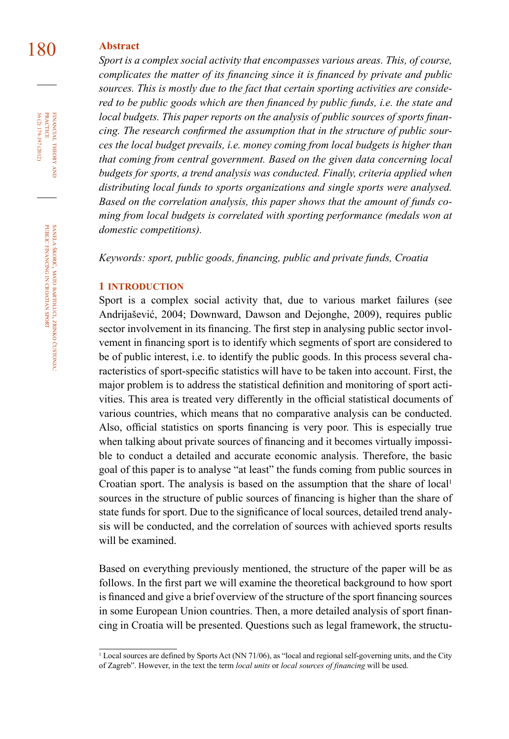## Abstract

*Sport is a complex social activity that encompasses various areas. This, of course, complicates the matter of its financing since it is financed by private and public sources. This is mostly due to the fact that certain sporting activities are considered to be public goods which are then financed by public funds, i.e. the state and local budgets. This paper reports on the analysis of public sources of sports financing. The research confirmed the assumption that in the structure of public sources the local budget prevails, i.e. money coming from local budgets is higher than that coming from central government. Based on the given data concerning local budgets for sports, a trend analysis was conducted. Finally, criteria applied when distributing local funds to sports organizations and single sports were analysed. Based on the correlation analysis, this paper shows that the amount of funds coming from local budgets is correlated with sporting performance (medals won at domestic competitions).*

*Keywords: sport, public goods, financing, public and private funds, Croatia*

## 1 INTRODUCTION

Sport is a complex social activity that, due to various market failures (see Andrijašević, 2004; Downward, Dawson and Dejonghe, 2009), requires public sector involvement in its financing. The first step in analysing public sector involvement in financing sport is to identify which segments of sport are considered to be of public interest, i.e. to identify the public goods. In this process several characteristics of sport-specific statistics will have to be taken into account. First, the major problem is to address the statistical definition and monitoring of sport activities. This area is treated very differently in the official statistical documents of various countries, which means that no comparative analysis can be conducted. Also, official statistics on sports financing is very poor. This is especially true when talking about private sources of financing and it becomes virtually impossible to conduct a detailed and accurate economic analysis. Therefore, the basic goal of this paper is to analyse "at least" the funds coming from public sources in Croatian sport. The analysis is based on the assumption that the share of local[1] sources in the structure of public sources of financing is higher than the share of state funds for sport. Due to the significance of local sources, detailed trend analysis will be conducted, and the correlation of sources with achieved sports results will be examined.

Based on everything previously mentioned, the structure of the paper will be as follows. In the first part we will examine the theoretical background to how sport is financed and give a brief overview of the structure of the sport financing sources in some European Union countries. Then, a more detailed analysis of sport financing in Croatia will be presented. Questions such as legal framework, the structu-

[1] Local sources are defined by Sports Act (NN 71/06), as "local and regional self-governing units, and the City of Zagreb". However, in the text the term *local units* or *local sources of financing* will be used.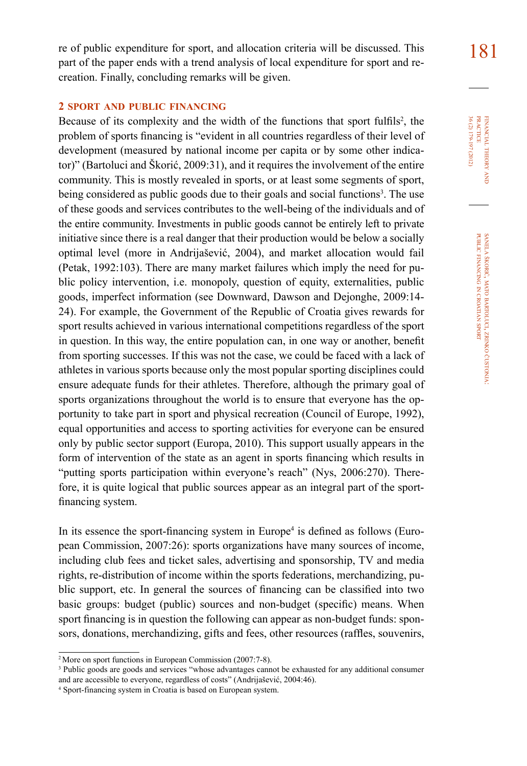re of public expenditure for sport, and allocation criteria will be discussed. This part of the paper ends with a trend analysis of local expenditure for sport and recreation. Finally, concluding remarks will be given.

## 2 SPORT AND PUBLIC FINANCING

Because of its complexity and the width of the functions that sport fulfils[2], the problem of sports financing is "evident in all countries regardless of their level of development (measured by national income per capita or by some other indicator)" (Bartoluci and Škorić, 2009:31), and it requires the involvement of the entire community. This is mostly revealed in sports, or at least some segments of sport, being considered as public goods due to their goals and social functions[3]. The use of these goods and services contributes to the well-being of the individuals and of the entire community. Investments in public goods cannot be entirely left to private initiative since there is a real danger that their production would be below a socially optimal level (more in Andrijašević, 2004), and market allocation would fail (Petak, 1992:103). There are many market failures which imply the need for public policy intervention, i.e. monopoly, question of equity, externalities, public goods, imperfect information (see Downward, Dawson and Dejonghe, 2009:14-24). For example, the Government of the Republic of Croatia gives rewards for sport results achieved in various international competitions regardless of the sport in question. In this way, the entire population can, in one way or another, benefit from sporting successes. If this was not the case, we could be faced with a lack of athletes in various sports because only the most popular sporting disciplines could ensure adequate funds for their athletes. Therefore, although the primary goal of sports organizations throughout the world is to ensure that everyone has the opportunity to take part in sport and physical recreation (Council of Europe, 1992), equal opportunities and access to sporting activities for everyone can be ensured only by public sector support (Europa, 2010). This support usually appears in the form of intervention of the state as an agent in sports financing which results in "putting sports participation within everyone's reach" (Nys, 2006:270). Therefore, it is quite logical that public sources appear as an integral part of the sport-financing system.

In its essence the sport-financing system in Europe[4] is defined as follows (European Commission, 2007:26): sports organizations have many sources of income, including club fees and ticket sales, advertising and sponsorship, TV and media rights, re-distribution of income within the sports federations, merchandizing, public support, etc. In general the sources of financing can be classified into two basic groups: budget (public) sources and non-budget (specific) means. When sport financing is in question the following can appear as non-budget funds: sponsors, donations, merchandizing, gifts and fees, other resources (raffles, souvenirs,

---

[2] More on sport functions in European Commission (2007:7-8).

[3] Public goods are goods and services "whose advantages cannot be exhausted for any additional consumer and are accessible to everyone, regardless of costs" (Andrijašević, 2004:46).

[4] Sport-financing system in Croatia is based on European system.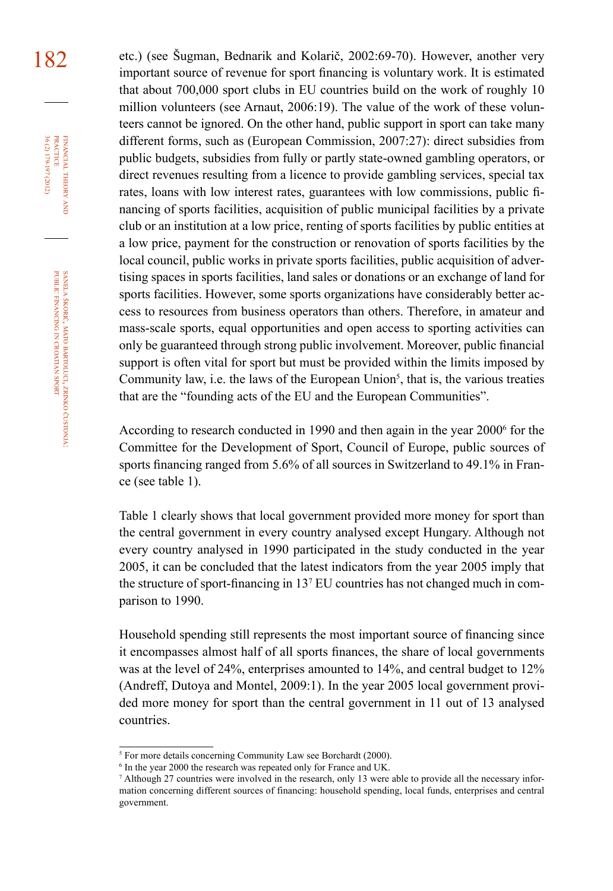etc.) (see Šugman, Bednarik and Kolarič, 2002:69-70). However, another very important source of revenue for sport financing is voluntary work. It is estimated that about 700,000 sport clubs in EU countries build on the work of roughly 10 million volunteers (see Arnaut, 2006:19). The value of the work of these volunteers cannot be ignored. On the other hand, public support in sport can take many different forms, such as (European Commission, 2007:27): direct subsidies from public budgets, subsidies from fully or partly state-owned gambling operators, or direct revenues resulting from a licence to provide gambling services, special tax rates, loans with low interest rates, guarantees with low commissions, public financing of sports facilities, acquisition of public municipal facilities by a private club or an institution at a low price, renting of sports facilities by public entities at a low price, payment for the construction or renovation of sports facilities by the local council, public works in private sports facilities, public acquisition of advertising spaces in sports facilities, land sales or donations or an exchange of land for sports facilities. However, some sports organizations have considerably better access to resources from business operators than others. Therefore, in amateur and mass-scale sports, equal opportunities and open access to sporting activities can only be guaranteed through strong public involvement. Moreover, public financial support is often vital for sport but must be provided within the limits imposed by Community law, i.e. the laws of the European Union[5], that is, the various treaties that are the "founding acts of the EU and the European Communities".

According to research conducted in 1990 and then again in the year 2000[6] for the Committee for the Development of Sport, Council of Europe, public sources of sports financing ranged from 5.6% of all sources in Switzerland to 49.1% in France (see table 1).

Table 1 clearly shows that local government provided more money for sport than the central government in every country analysed except Hungary. Although not every country analysed in 1990 participated in the study conducted in the year 2005, it can be concluded that the latest indicators from the year 2005 imply that the structure of sport-financing in 13[7] EU countries has not changed much in comparison to 1990.

Household spending still represents the most important source of financing since it encompasses almost half of all sports finances, the share of local governments was at the level of 24%, enterprises amounted to 14%, and central budget to 12% (Andreff, Dutoya and Montel, 2009:1). In the year 2005 local government provided more money for sport than the central government in 11 out of 13 analysed countries.

---

[5] For more details concerning Community Law see Borchardt (2000).

[6] In the year 2000 the research was repeated only for France and UK.

[7] Although 27 countries were involved in the research, only 13 were able to provide all the necessary information concerning different sources of financing: household spending, local funds, enterprises and central government.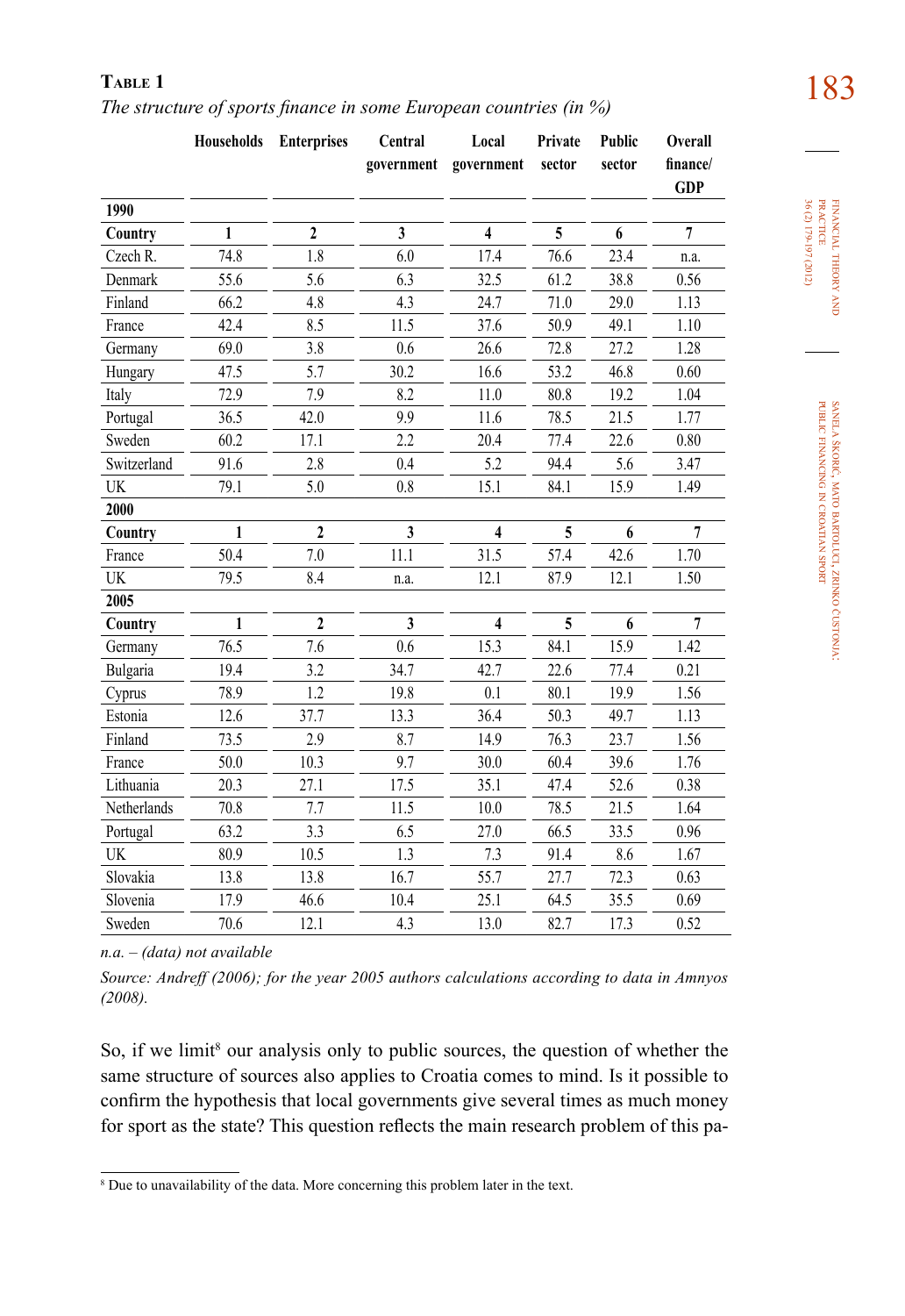**Table 1**

*The structure of sports finance in some European countries (in %)*

| | Households | Enterprises | Central government | Local government | Private sector | Public sector | Overall finance/ GDP |
|---|---|---|---|---|---|---|---|
| **1990** | | | | | | | |
| **Country** | **1** | **2** | **3** | **4** | **5** | **6** | **7** |
| Czech R. | 74.8 | 1.8 | 6.0 | 17.4 | 76.6 | 23.4 | n.a. |
| Denmark | 55.6 | 5.6 | 6.3 | 32.5 | 61.2 | 38.8 | 0.56 |
| Finland | 66.2 | 4.8 | 4.3 | 24.7 | 71.0 | 29.0 | 1.13 |
| France | 42.4 | 8.5 | 11.5 | 37.6 | 50.9 | 49.1 | 1.10 |
| Germany | 69.0 | 3.8 | 0.6 | 26.6 | 72.8 | 27.2 | 1.28 |
| Hungary | 47.5 | 5.7 | 30.2 | 16.6 | 53.2 | 46.8 | 0.60 |
| Italy | 72.9 | 7.9 | 8.2 | 11.0 | 80.8 | 19.2 | 1.04 |
| Portugal | 36.5 | 42.0 | 9.9 | 11.6 | 78.5 | 21.5 | 1.77 |
| Sweden | 60.2 | 17.1 | 2.2 | 20.4 | 77.4 | 22.6 | 0.80 |
| Switzerland | 91.6 | 2.8 | 0.4 | 5.2 | 94.4 | 5.6 | 3.47 |
| UK | 79.1 | 5.0 | 0.8 | 15.1 | 84.1 | 15.9 | 1.49 |
| **2000** | | | | | | | |
| **Country** | **1** | **2** | **3** | **4** | **5** | **6** | **7** |
| France | 50.4 | 7.0 | 11.1 | 31.5 | 57.4 | 42.6 | 1.70 |
| UK | 79.5 | 8.4 | n.a. | 12.1 | 87.9 | 12.1 | 1.50 |
| **2005** | | | | | | | |
| **Country** | **1** | **2** | **3** | **4** | **5** | **6** | **7** |
| Germany | 76.5 | 7.6 | 0.6 | 15.3 | 84.1 | 15.9 | 1.42 |
| Bulgaria | 19.4 | 3.2 | 34.7 | 42.7 | 22.6 | 77.4 | 0.21 |
| Cyprus | 78.9 | 1.2 | 19.8 | 0.1 | 80.1 | 19.9 | 1.56 |
| Estonia | 12.6 | 37.7 | 13.3 | 36.4 | 50.3 | 49.7 | 1.13 |
| Finland | 73.5 | 2.9 | 8.7 | 14.9 | 76.3 | 23.7 | 1.56 |
| France | 50.0 | 10.3 | 9.7 | 30.0 | 60.4 | 39.6 | 1.76 |
| Lithuania | 20.3 | 27.1 | 17.5 | 35.1 | 47.4 | 52.6 | 0.38 |
| Netherlands | 70.8 | 7.7 | 11.5 | 10.0 | 78.5 | 21.5 | 1.64 |
| Portugal | 63.2 | 3.3 | 6.5 | 27.0 | 66.5 | 33.5 | 0.96 |
| UK | 80.9 | 10.5 | 1.3 | 7.3 | 91.4 | 8.6 | 1.67 |
| Slovakia | 13.8 | 13.8 | 16.7 | 55.7 | 27.7 | 72.3 | 0.63 |
| Slovenia | 17.9 | 46.6 | 10.4 | 25.1 | 64.5 | 35.5 | 0.69 |
| Sweden | 70.6 | 12.1 | 4.3 | 13.0 | 82.7 | 17.3 | 0.52 |

*n.a. – (data) not available*

*Source: Andreff (2006); for the year 2005 authors calculations according to data in Amnyos (2008).*

So, if we limit[8] our analysis only to public sources, the question of whether the same structure of sources also applies to Croatia comes to mind. Is it possible to confirm the hypothesis that local governments give several times as much money for sport as the state? This question reflects the main research problem of this pa-

[8] Due to unavailability of the data. More concerning this problem later in the text.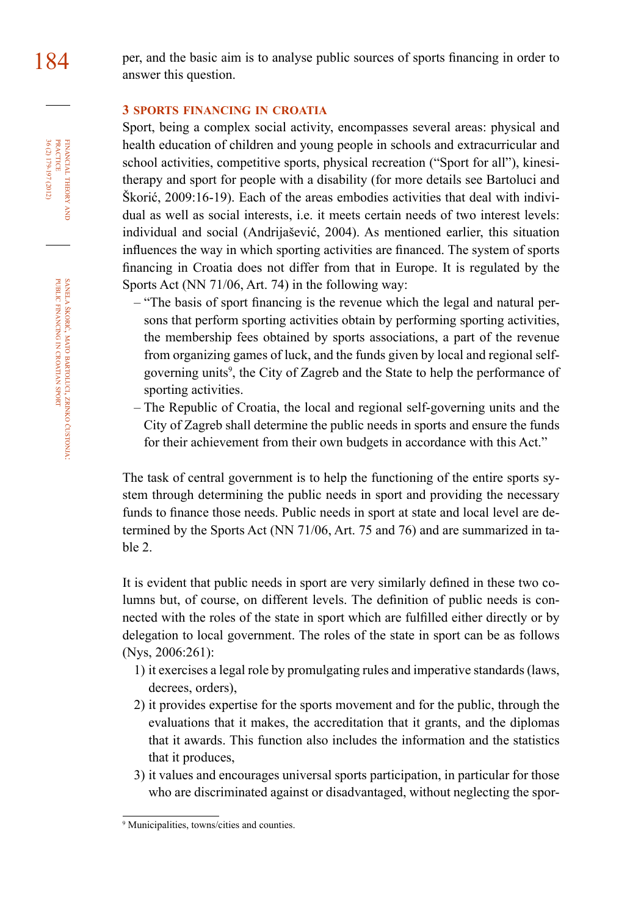per, and the basic aim is to analyse public sources of sports financing in order to answer this question.

## 3 SPORTS FINANCING IN CROATIA

Sport, being a complex social activity, encompasses several areas: physical and health education of children and young people in schools and extracurricular and school activities, competitive sports, physical recreation ("Sport for all"), kinesitherapy and sport for people with a disability (for more details see Bartoluci and Škorić, 2009:16-19). Each of the areas embodies activities that deal with individual as well as social interests, i.e. it meets certain needs of two interest levels: individual and social (Andrijašević, 2004). As mentioned earlier, this situation influences the way in which sporting activities are financed. The system of sports financing in Croatia does not differ from that in Europe. It is regulated by the Sports Act (NN 71/06, Art. 74) in the following way:

- "The basis of sport financing is the revenue which the legal and natural persons that perform sporting activities obtain by performing sporting activities, the membership fees obtained by sports associations, a part of the revenue from organizing games of luck, and the funds given by local and regional self-governing units[9], the City of Zagreb and the State to help the performance of sporting activities.
- The Republic of Croatia, the local and regional self-governing units and the City of Zagreb shall determine the public needs in sports and ensure the funds for their achievement from their own budgets in accordance with this Act."

The task of central government is to help the functioning of the entire sports system through determining the public needs in sport and providing the necessary funds to finance those needs. Public needs in sport at state and local level are determined by the Sports Act (NN 71/06, Art. 75 and 76) and are summarized in table 2.

It is evident that public needs in sport are very similarly defined in these two columns but, of course, on different levels. The definition of public needs is connected with the roles of the state in sport which are fulfilled either directly or by delegation to local government. The roles of the state in sport can be as follows (Nys, 2006:261):

1) it exercises a legal role by promulgating rules and imperative standards (laws, decrees, orders),
2) it provides expertise for the sports movement and for the public, through the evaluations that it makes, the accreditation that it grants, and the diplomas that it awards. This function also includes the information and the statistics that it produces,
3) it values and encourages universal sports participation, in particular for those who are discriminated against or disadvantaged, without neglecting the spor-

[9] Municipalities, towns/cities and counties.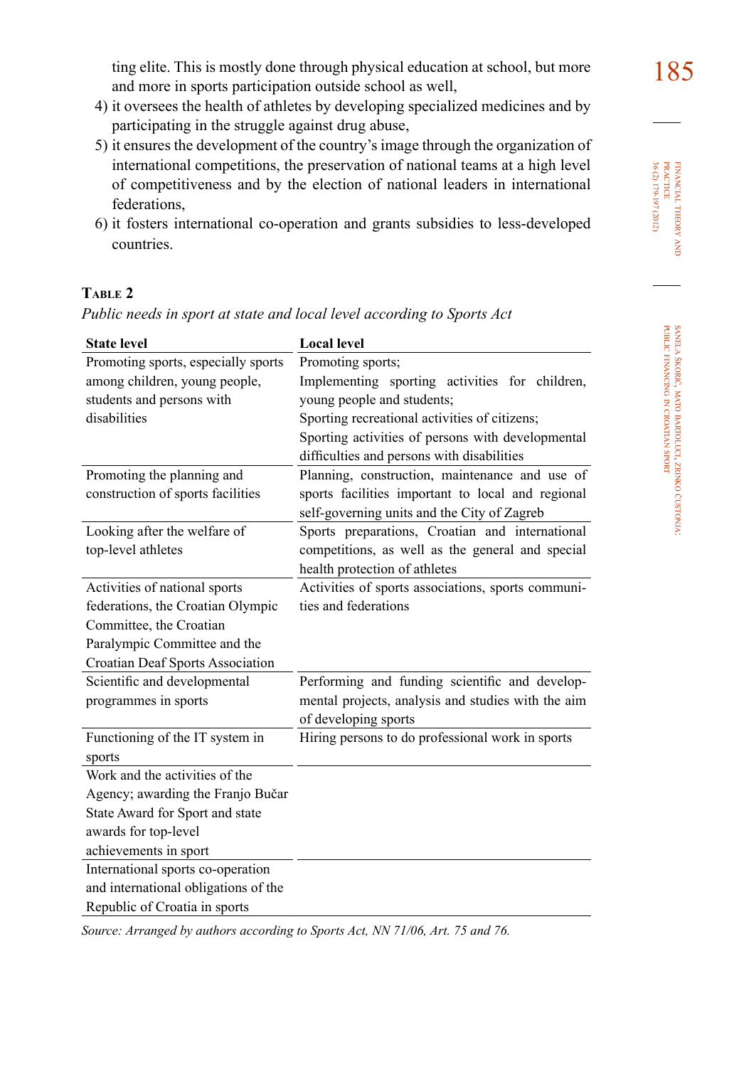ting elite. This is mostly done through physical education at school, but more and more in sports participation outside school as well,

4) it oversees the health of athletes by developing specialized medicines and by participating in the struggle against drug abuse,
5) it ensures the development of the country's image through the organization of international competitions, the preservation of national teams at a high level of competitiveness and by the election of national leaders in international federations,
6) it fosters international co-operation and grants subsidies to less-developed countries.

**Table 2**

*Public needs in sport at state and local level according to Sports Act*

| State level | Local level |
|---|---|
| Promoting sports, especially sports among children, young people, students and persons with disabilities | Promoting sports; Implementing sporting activities for children, young people and students; Sporting recreational activities of citizens; Sporting activities of persons with developmental difficulties and persons with disabilities |
| Promoting the planning and construction of sports facilities | Planning, construction, maintenance and use of sports facilities important to local and regional self-governing units and the City of Zagreb |
| Looking after the welfare of top-level athletes | Sports preparations, Croatian and international competitions, as well as the general and special health protection of athletes |
| Activities of national sports federations, the Croatian Olympic Committee, the Croatian Paralympic Committee and the Croatian Deaf Sports Association | Activities of sports associations, sports communities and federations |
| Scientific and developmental programmes in sports | Performing and funding scientific and developmental projects, analysis and studies with the aim of developing sports |
| Functioning of the IT system in sports | Hiring persons to do professional work in sports |
| Work and the activities of the Agency; awarding the Franjo Bučar State Award for Sport and state awards for top-level achievements in sport | |
| International sports co-operation and international obligations of the Republic of Croatia in sports | |

*Source: Arranged by authors according to Sports Act, NN 71/06, Art. 75 and 76.*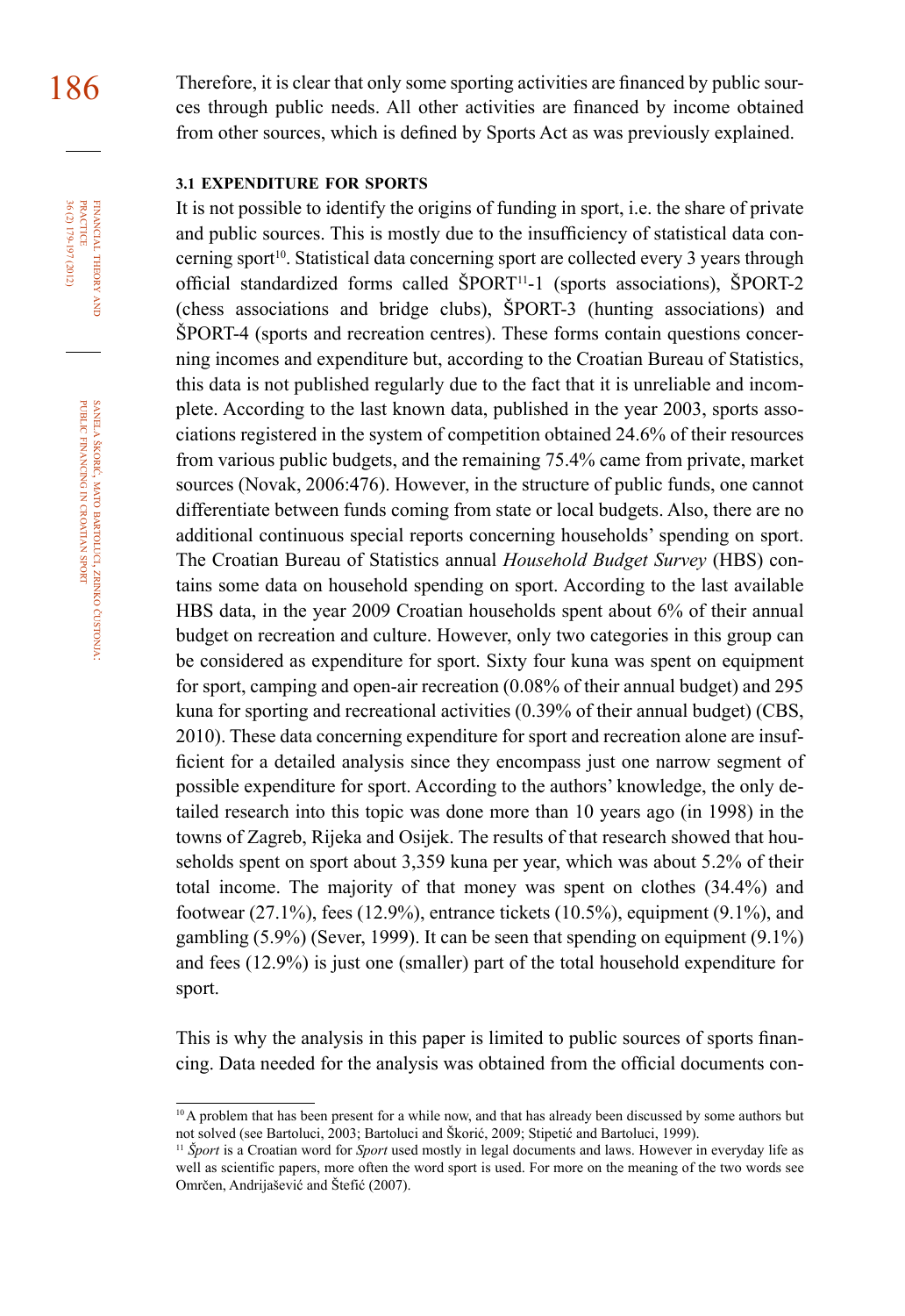Therefore, it is clear that only some sporting activities are financed by public sources through public needs. All other activities are financed by income obtained from other sources, which is defined by Sports Act as was previously explained.

### 3.1 EXPENDITURE FOR SPORTS

It is not possible to identify the origins of funding in sport, i.e. the share of private and public sources. This is mostly due to the insufficiency of statistical data concerning sport[10]. Statistical data concerning sport are collected every 3 years through official standardized forms called ŠPORT[11]-1 (sports associations), ŠPORT-2 (chess associations and bridge clubs), ŠPORT-3 (hunting associations) and ŠPORT-4 (sports and recreation centres). These forms contain questions concerning incomes and expenditure but, according to the Croatian Bureau of Statistics, this data is not published regularly due to the fact that it is unreliable and incomplete. According to the last known data, published in the year 2003, sports associations registered in the system of competition obtained 24.6% of their resources from various public budgets, and the remaining 75.4% came from private, market sources (Novak, 2006:476). However, in the structure of public funds, one cannot differentiate between funds coming from state or local budgets. Also, there are no additional continuous special reports concerning households' spending on sport. The Croatian Bureau of Statistics annual *Household Budget Survey* (HBS) contains some data on household spending on sport. According to the last available HBS data, in the year 2009 Croatian households spent about 6% of their annual budget on recreation and culture. However, only two categories in this group can be considered as expenditure for sport. Sixty four kuna was spent on equipment for sport, camping and open-air recreation (0.08% of their annual budget) and 295 kuna for sporting and recreational activities (0.39% of their annual budget) (CBS, 2010). These data concerning expenditure for sport and recreation alone are insufficient for a detailed analysis since they encompass just one narrow segment of possible expenditure for sport. According to the authors' knowledge, the only detailed research into this topic was done more than 10 years ago (in 1998) in the towns of Zagreb, Rijeka and Osijek. The results of that research showed that households spent on sport about 3,359 kuna per year, which was about 5.2% of their total income. The majority of that money was spent on clothes (34.4%) and footwear (27.1%), fees (12.9%), entrance tickets (10.5%), equipment (9.1%), and gambling (5.9%) (Sever, 1999). It can be seen that spending on equipment (9.1%) and fees (12.9%) is just one (smaller) part of the total household expenditure for sport.

This is why the analysis in this paper is limited to public sources of sports financing. Data needed for the analysis was obtained from the official documents con-

---

[10] A problem that has been present for a while now, and that has already been discussed by some authors but not solved (see Bartoluci, 2003; Bartoluci and Škorić, 2009; Stipetić and Bartoluci, 1999).

[11] *Šport* is a Croatian word for *Sport* used mostly in legal documents and laws. However in everyday life as well as scientific papers, more often the word sport is used. For more on the meaning of the two words see Omrčen, Andrijašević and Štefić (2007).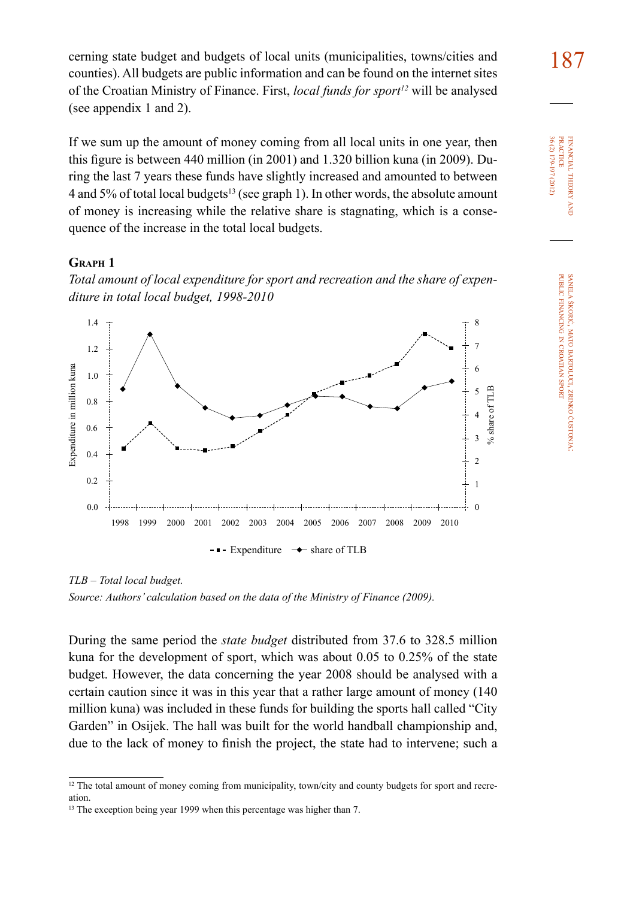cerning state budget and budgets of local units (municipalities, towns/cities and counties). All budgets are public information and can be found on the internet sites of the Croatian Ministry of Finance. First, *local funds for sport*[12] will be analysed (see appendix 1 and 2).

If we sum up the amount of money coming from all local units in one year, then this figure is between 440 million (in 2001) and 1.320 billion kuna (in 2009). During the last 7 years these funds have slightly increased and amounted to between 4 and 5% of total local budgets[13] (see graph 1). In other words, the absolute amount of money is increasing while the relative share is stagnating, which is a consequence of the increase in the total local budgets.

**Graph 1**

*Total amount of local expenditure for sport and recreation and the share of expenditure in total local budget, 1998-2010*

*TLB – Total local budget.*

*Source: Authors' calculation based on the data of the Ministry of Finance (2009).*

During the same period the *state budget* distributed from 37.6 to 328.5 million kuna for the development of sport, which was about 0.05 to 0.25% of the state budget. However, the data concerning the year 2008 should be analysed with a certain caution since it was in this year that a rather large amount of money (140 million kuna) was included in these funds for building the sports hall called "City Garden" in Osijek. The hall was built for the world handball championship and, due to the lack of money to finish the project, the state had to intervene; such a

---

[12] The total amount of money coming from municipality, town/city and county budgets for sport and recreation.

[13] The exception being year 1999 when this percentage was higher than 7.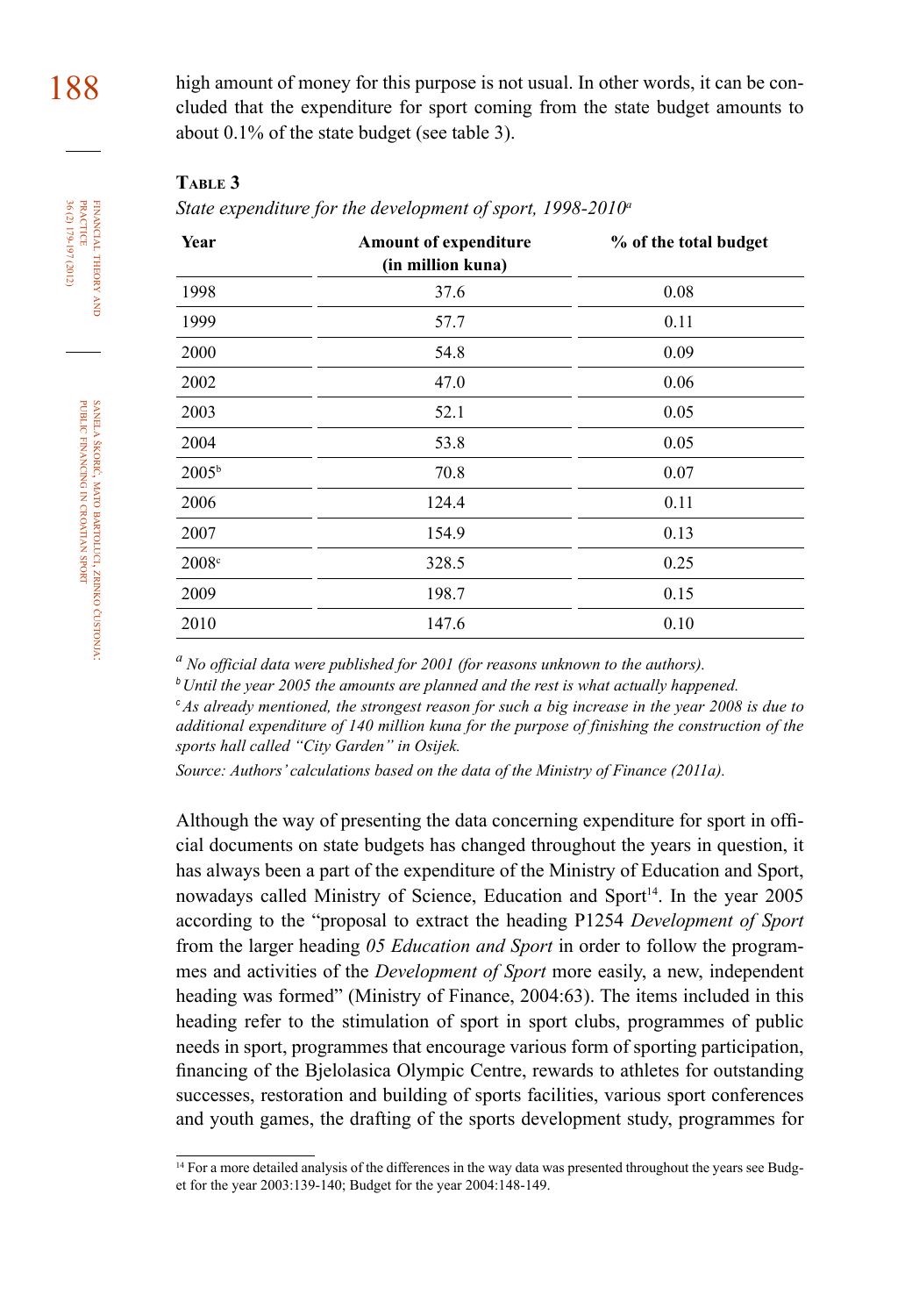high amount of money for this purpose is not usual. In other words, it can be concluded that the expenditure for sport coming from the state budget amounts to about 0.1% of the state budget (see table 3).

**Table 3**

*State expenditure for the development of sport, 1998-2010*[a]

| Year | Amount of expenditure (in million kuna) | % of the total budget |
|---|---|---|
| 1998 | 37.6 | 0.08 |
| 1999 | 57.7 | 0.11 |
| 2000 | 54.8 | 0.09 |
| 2002 | 47.0 | 0.06 |
| 2003 | 52.1 | 0.05 |
| 2004 | 53.8 | 0.05 |
| 2005[b] | 70.8 | 0.07 |
| 2006 | 124.4 | 0.11 |
| 2007 | 154.9 | 0.13 |
| 2008[c] | 328.5 | 0.25 |
| 2009 | 198.7 | 0.15 |
| 2010 | 147.6 | 0.10 |

[a] *No official data were published for 2001 (for reasons unknown to the authors).*

[b] *Until the year 2005 the amounts are planned and the rest is what actually happened.*

[c] *As already mentioned, the strongest reason for such a big increase in the year 2008 is due to additional expenditure of 140 million kuna for the purpose of finishing the construction of the sports hall called "City Garden" in Osijek.*

*Source: Authors' calculations based on the data of the Ministry of Finance (2011a).*

Although the way of presenting the data concerning expenditure for sport in official documents on state budgets has changed throughout the years in question, it has always been a part of the expenditure of the Ministry of Education and Sport, nowadays called Ministry of Science, Education and Sport[14]. In the year 2005 according to the "proposal to extract the heading P1254 *Development of Sport* from the larger heading *05 Education and Sport* in order to follow the programmes and activities of the *Development of Sport* more easily, a new, independent heading was formed" (Ministry of Finance, 2004:63). The items included in this heading refer to the stimulation of sport in sport clubs, programmes of public needs in sport, programmes that encourage various form of sporting participation, financing of the Bjelolasica Olympic Centre, rewards to athletes for outstanding successes, restoration and building of sports facilities, various sport conferences and youth games, the drafting of the sports development study, programmes for

[14] For a more detailed analysis of the differences in the way data was presented throughout the years see Budget for the year 2003:139-140; Budget for the year 2004:148-149.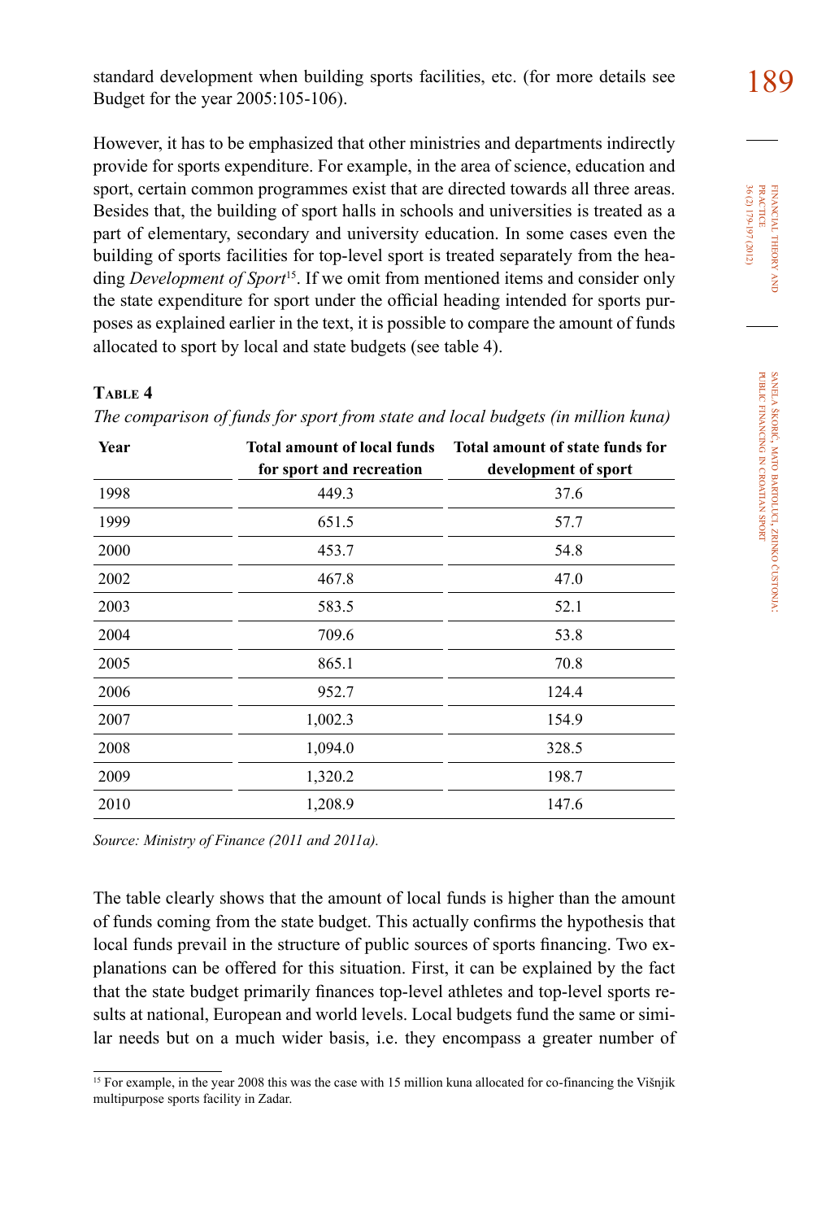standard development when building sports facilities, etc. (for more details see Budget for the year 2005:105-106).

However, it has to be emphasized that other ministries and departments indirectly provide for sports expenditure. For example, in the area of science, education and sport, certain common programmes exist that are directed towards all three areas. Besides that, the building of sport halls in schools and universities is treated as a part of elementary, secondary and university education. In some cases even the building of sports facilities for top-level sport is treated separately from the heading *Development of Sport*[15]. If we omit from mentioned items and consider only the state expenditure for sport under the official heading intended for sports purposes as explained earlier in the text, it is possible to compare the amount of funds allocated to sport by local and state budgets (see table 4).

**Table 4**

*The comparison of funds for sport from state and local budgets (in million kuna)*

| Year | Total amount of local funds for sport and recreation | Total amount of state funds for development of sport |
|---|---|---|
| 1998 | 449.3 | 37.6 |
| 1999 | 651.5 | 57.7 |
| 2000 | 453.7 | 54.8 |
| 2002 | 467.8 | 47.0 |
| 2003 | 583.5 | 52.1 |
| 2004 | 709.6 | 53.8 |
| 2005 | 865.1 | 70.8 |
| 2006 | 952.7 | 124.4 |
| 2007 | 1,002.3 | 154.9 |
| 2008 | 1,094.0 | 328.5 |
| 2009 | 1,320.2 | 198.7 |
| 2010 | 1,208.9 | 147.6 |

*Source: Ministry of Finance (2011 and 2011a).*

The table clearly shows that the amount of local funds is higher than the amount of funds coming from the state budget. This actually confirms the hypothesis that local funds prevail in the structure of public sources of sports financing. Two explanations can be offered for this situation. First, it can be explained by the fact that the state budget primarily finances top-level athletes and top-level sports results at national, European and world levels. Local budgets fund the same or similar needs but on a much wider basis, i.e. they encompass a greater number of

[15] For example, in the year 2008 this was the case with 15 million kuna allocated for co-financing the Višnjik multipurpose sports facility in Zadar.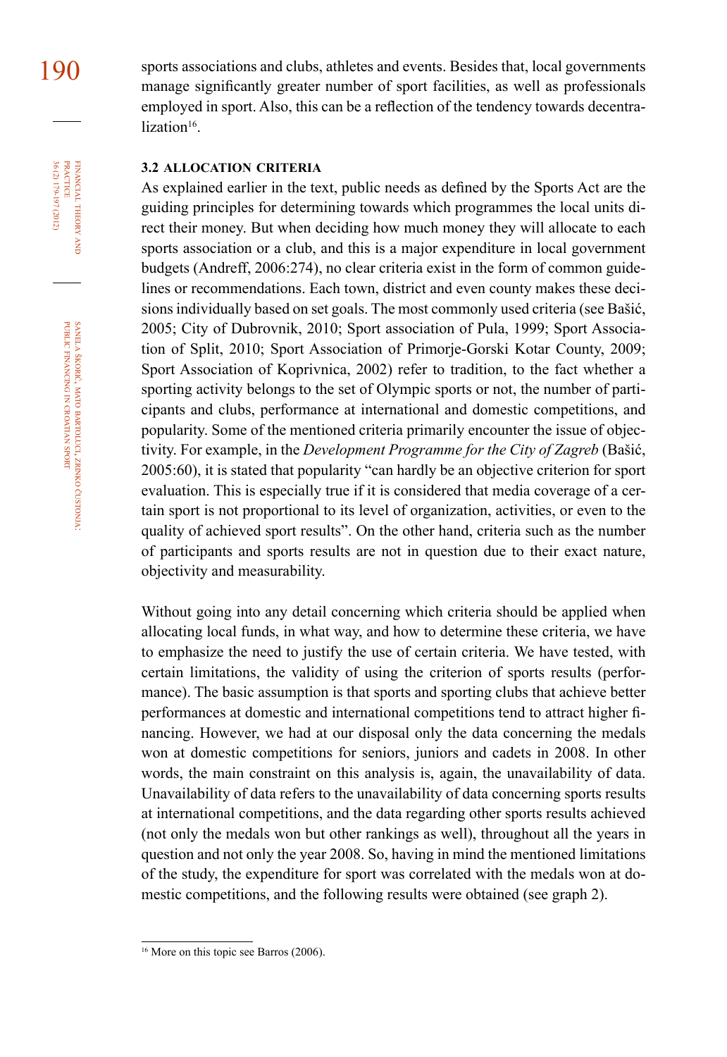sports associations and clubs, athletes and events. Besides that, local governments manage significantly greater number of sport facilities, as well as professionals employed in sport. Also, this can be a reflection of the tendency towards decentralization[16].

### 3.2 ALLOCATION CRITERIA

As explained earlier in the text, public needs as defined by the Sports Act are the guiding principles for determining towards which programmes the local units direct their money. But when deciding how much money they will allocate to each sports association or a club, and this is a major expenditure in local government budgets (Andreff, 2006:274), no clear criteria exist in the form of common guidelines or recommendations. Each town, district and even county makes these decisions individually based on set goals. The most commonly used criteria (see Bašić, 2005; City of Dubrovnik, 2010; Sport association of Pula, 1999; Sport Association of Split, 2010; Sport Association of Primorje-Gorski Kotar County, 2009; Sport Association of Koprivnica, 2002) refer to tradition, to the fact whether a sporting activity belongs to the set of Olympic sports or not, the number of participants and clubs, performance at international and domestic competitions, and popularity. Some of the mentioned criteria primarily encounter the issue of objectivity. For example, in the *Development Programme for the City of Zagreb* (Bašić, 2005:60), it is stated that popularity "can hardly be an objective criterion for sport evaluation. This is especially true if it is considered that media coverage of a certain sport is not proportional to its level of organization, activities, or even to the quality of achieved sport results". On the other hand, criteria such as the number of participants and sports results are not in question due to their exact nature, objectivity and measurability.

Without going into any detail concerning which criteria should be applied when allocating local funds, in what way, and how to determine these criteria, we have to emphasize the need to justify the use of certain criteria. We have tested, with certain limitations, the validity of using the criterion of sports results (performance). The basic assumption is that sports and sporting clubs that achieve better performances at domestic and international competitions tend to attract higher financing. However, we had at our disposal only the data concerning the medals won at domestic competitions for seniors, juniors and cadets in 2008. In other words, the main constraint on this analysis is, again, the unavailability of data. Unavailability of data refers to the unavailability of data concerning sports results at international competitions, and the data regarding other sports results achieved (not only the medals won but other rankings as well), throughout all the years in question and not only the year 2008. So, having in mind the mentioned limitations of the study, the expenditure for sport was correlated with the medals won at domestic competitions, and the following results were obtained (see graph 2).

[16] More on this topic see Barros (2006).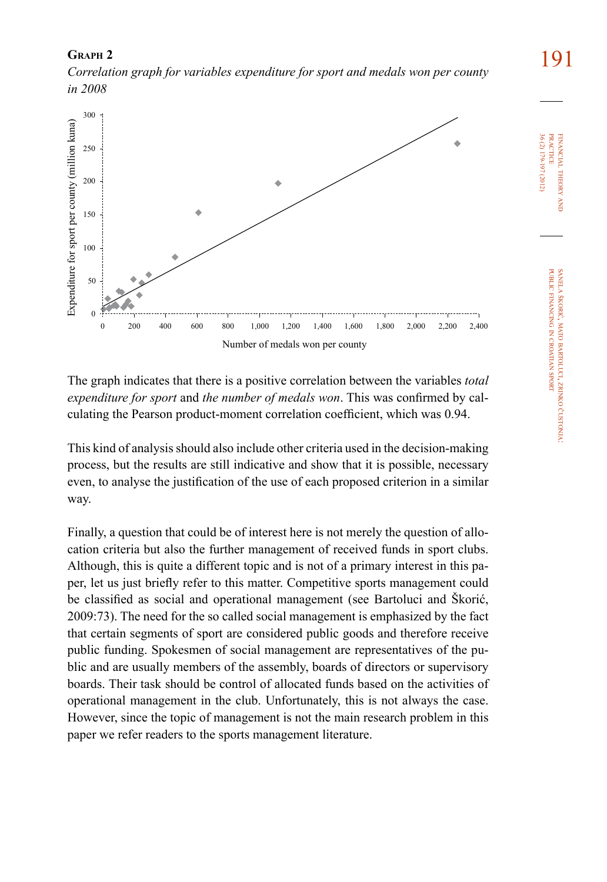**Graph 2**

*Correlation graph for variables expenditure for sport and medals won per county in 2008*

The graph indicates that there is a positive correlation between the variables *total expenditure for sport* and *the number of medals won*. This was confirmed by calculating the Pearson product-moment correlation coefficient, which was 0.94.

This kind of analysis should also include other criteria used in the decision-making process, but the results are still indicative and show that it is possible, necessary even, to analyse the justification of the use of each proposed criterion in a similar way.

Finally, a question that could be of interest here is not merely the question of allocation criteria but also the further management of received funds in sport clubs. Although, this is quite a different topic and is not of a primary interest in this paper, let us just briefly refer to this matter. Competitive sports management could be classified as social and operational management (see Bartoluci and Škorić, 2009:73). The need for the so called social management is emphasized by the fact that certain segments of sport are considered public goods and therefore receive public funding. Spokesmen of social management are representatives of the public and are usually members of the assembly, boards of directors or supervisory boards. Their task should be control of allocated funds based on the activities of operational management in the club. Unfortunately, this is not always the case. However, since the topic of management is not the main research problem in this paper we refer readers to the sports management literature.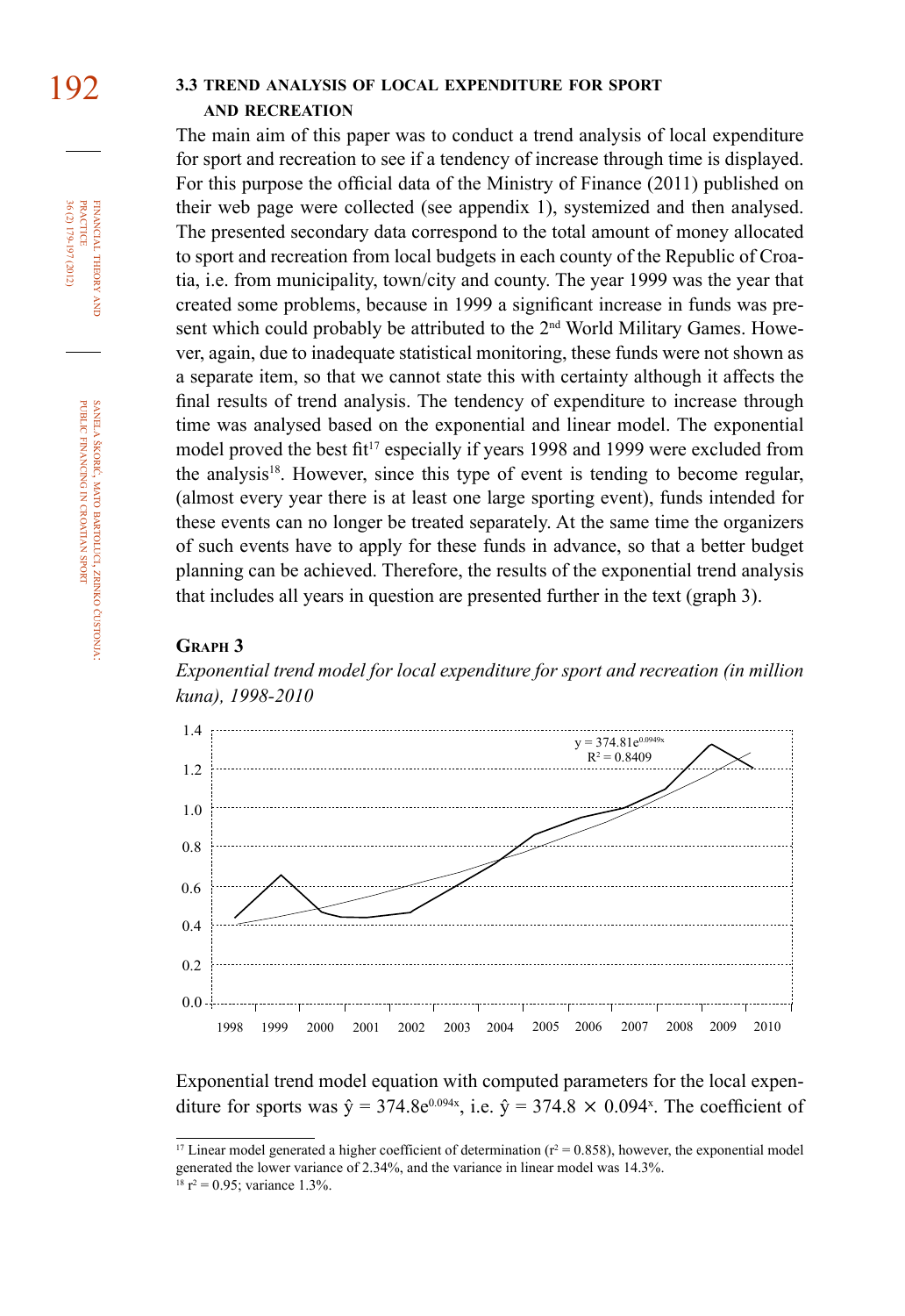### 3.3 TREND ANALYSIS OF LOCAL EXPENDITURE FOR SPORT AND RECREATION

The main aim of this paper was to conduct a trend analysis of local expenditure for sport and recreation to see if a tendency of increase through time is displayed. For this purpose the official data of the Ministry of Finance (2011) published on their web page were collected (see appendix 1), systemized and then analysed. The presented secondary data correspond to the total amount of money allocated to sport and recreation from local budgets in each county of the Republic of Croatia, i.e. from municipality, town/city and county. The year 1999 was the year that created some problems, because in 1999 a significant increase in funds was present which could probably be attributed to the 2nd World Military Games. However, again, due to inadequate statistical monitoring, these funds were not shown as a separate item, so that we cannot state this with certainty although it affects the final results of trend analysis. The tendency of expenditure to increase through time was analysed based on the exponential and linear model. The exponential model proved the best fit[17] especially if years 1998 and 1999 were excluded from the analysis[18]. However, since this type of event is tending to become regular, (almost every year there is at least one large sporting event), funds intended for these events can no longer be treated separately. At the same time the organizers of such events have to apply for these funds in advance, so that a better budget planning can be achieved. Therefore, the results of the exponential trend analysis that includes all years in question are presented further in the text (graph 3).

**Graph 3**

*Exponential trend model for local expenditure for sport and recreation (in million kuna), 1998-2010*

$y = 374.81e^{0.0949x}$
$R^2 = 0.8409$

Exponential trend model equation with computed parameters for the local expenditure for sports was $\hat{y} = 374.8e^{0.094x}$, i.e. $\hat{y} = 374.8 \times 0.094^{x}$. The coefficient of

[17] Linear model generated a higher coefficient of determination ($r^2 = 0.858$), however, the exponential model generated the lower variance of 2.34%, and the variance in linear model was 14.3%.

[18] $r^2 = 0.95$; variance 1.3%.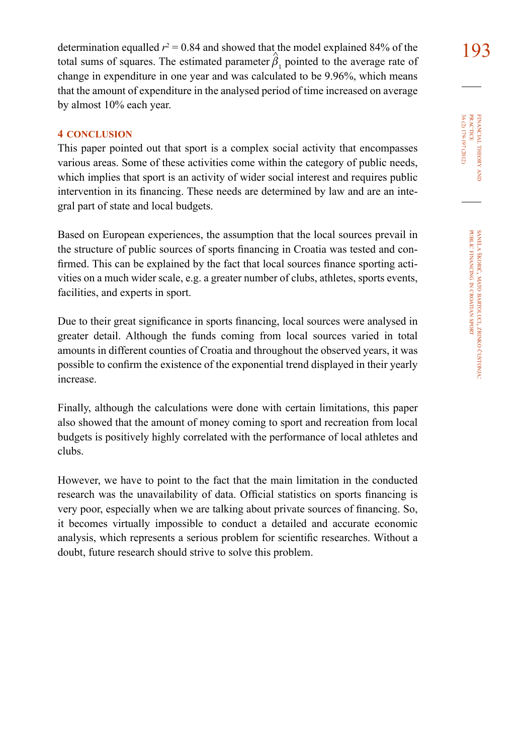determination equalled $r^2 = 0.84$ and showed that the model explained 84% of the total sums of squares. The estimated parameter $\hat{\beta}_1$ pointed to the average rate of change in expenditure in one year and was calculated to be 9.96%, which means that the amount of expenditure in the analysed period of time increased on average by almost 10% each year.

## 4 CONCLUSION

This paper pointed out that sport is a complex social activity that encompasses various areas. Some of these activities come within the category of public needs, which implies that sport is an activity of wider social interest and requires public intervention in its financing. These needs are determined by law and are an integral part of state and local budgets.

Based on European experiences, the assumption that the local sources prevail in the structure of public sources of sports financing in Croatia was tested and confirmed. This can be explained by the fact that local sources finance sporting activities on a much wider scale, e.g. a greater number of clubs, athletes, sports events, facilities, and experts in sport.

Due to their great significance in sports financing, local sources were analysed in greater detail. Although the funds coming from local sources varied in total amounts in different counties of Croatia and throughout the observed years, it was possible to confirm the existence of the exponential trend displayed in their yearly increase.

Finally, although the calculations were done with certain limitations, this paper also showed that the amount of money coming to sport and recreation from local budgets is positively highly correlated with the performance of local athletes and clubs.

However, we have to point to the fact that the main limitation in the conducted research was the unavailability of data. Official statistics on sports financing is very poor, especially when we are talking about private sources of financing. So, it becomes virtually impossible to conduct a detailed and accurate economic analysis, which represents a serious problem for scientific researches. Without a doubt, future research should strive to solve this problem.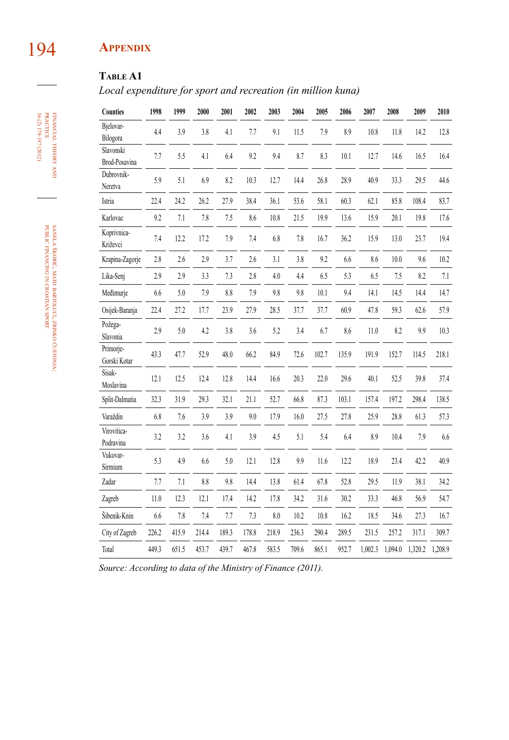## Appendix

**Table A1**

*Local expenditure for sport and recreation (in million kuna)*

| Counties | 1998 | 1999 | 2000 | 2001 | 2002 | 2003 | 2004 | 2005 | 2006 | 2007 | 2008 | 2009 | 2010 |
|---|---|---|---|---|---|---|---|---|---|---|---|---|---|
| Bjelovar-Bilogora | 4.4 | 3.9 | 3.8 | 4.1 | 7.7 | 9.1 | 11.5 | 7.9 | 8.9 | 10.8 | 11.8 | 14.2 | 12.8 |
| Slavonski Brod-Posavina | 7.7 | 5.5 | 4.1 | 6.4 | 9.2 | 9.4 | 8.7 | 8.3 | 10.1 | 12.7 | 14.6 | 16.5 | 16.4 |
| Dubrovnik-Neretva | 5.9 | 5.1 | 6.9 | 8.2 | 10.3 | 12.7 | 14.4 | 26.8 | 28.9 | 40.9 | 33.3 | 29.5 | 44.6 |
| Istria | 22.4 | 24.2 | 26.2 | 27.9 | 38.4 | 36.1 | 53.6 | 58.1 | 60.3 | 62.1 | 85.8 | 108.4 | 83.7 |
| Karlovac | 9.2 | 7.1 | 7.8 | 7.5 | 8.6 | 10.8 | 21.5 | 19.9 | 13.6 | 15.9 | 20.1 | 19.8 | 17.6 |
| Koprivnica-Križevci | 7.4 | 12.2 | 17.2 | 7.9 | 7.4 | 6.8 | 7.8 | 16.7 | 36.2 | 15.9 | 13.0 | 23.7 | 19.4 |
| Krapina-Zagorje | 2.8 | 2.6 | 2.9 | 3.7 | 2.6 | 3.1 | 3.8 | 9.2 | 6.6 | 8.6 | 10.0 | 9.6 | 10.2 |
| Lika-Senj | 2.9 | 2.9 | 3.3 | 7.3 | 2.8 | 4.0 | 4.4 | 6.5 | 5.3 | 6.5 | 7.5 | 8.2 | 7.1 |
| Međimurje | 6.6 | 5.0 | 7.9 | 8.8 | 7.9 | 9.8 | 9.8 | 10.1 | 9.4 | 14.1 | 14.5 | 14.4 | 14.7 |
| Osijek-Baranja | 22.4 | 27.2 | 17.7 | 23.9 | 27.9 | 28.5 | 37.7 | 37.7 | 60.9 | 47.8 | 59.3 | 62.6 | 57.9 |
| Požega-Slavonia | 2.9 | 5.0 | 4.2 | 3.8 | 3.6 | 5.2 | 3.4 | 6.7 | 8.6 | 11.0 | 8.2 | 9.9 | 10.3 |
| Primorje-Gorski Kotar | 43.3 | 47.7 | 52.9 | 48.0 | 66.2 | 84.9 | 72.6 | 102.7 | 135.9 | 191.9 | 152.7 | 114.5 | 218.1 |
| Sisak-Moslavina | 12.1 | 12.5 | 12.4 | 12.8 | 14.4 | 16.6 | 20.3 | 22.0 | 29.6 | 40.1 | 52.5 | 39.8 | 37.4 |
| Split-Dalmatia | 32.3 | 31.9 | 29.3 | 32.1 | 21.1 | 52.7 | 66.8 | 87.3 | 103.1 | 157.4 | 197.2 | 298.4 | 138.5 |
| Varaždin | 6.8 | 7.6 | 3.9 | 3.9 | 9.0 | 17.9 | 16.0 | 27.5 | 27.8 | 25.9 | 28.8 | 61.3 | 57.3 |
| Virovitica-Podravina | 3.2 | 3.2 | 3.6 | 4.1 | 3.9 | 4.5 | 5.1 | 5.4 | 6.4 | 8.9 | 10.4 | 7.9 | 6.6 |
| Vukovar-Sirmium | 5.3 | 4.9 | 6.6 | 5.0 | 12.1 | 12.8 | 9.9 | 11.6 | 12.2 | 18.9 | 23.4 | 42.2 | 40.9 |
| Zadar | 7.7 | 7.1 | 8.8 | 9.8 | 14.4 | 13.8 | 61.4 | 67.8 | 52.8 | 29.5 | 11.9 | 38.1 | 34.2 |
| Zagreb | 11.0 | 12.3 | 12.1 | 17.4 | 14.2 | 17.8 | 34.2 | 31.6 | 30.2 | 33.3 | 46.8 | 56.9 | 54.7 |
| Šibenik-Knin | 6.6 | 7.8 | 7.4 | 7.7 | 7.3 | 8.0 | 10.2 | 10.8 | 16.2 | 18.5 | 34.6 | 27.3 | 16.7 |
| City of Zagreb | 226.2 | 415.9 | 214.4 | 189.3 | 178.8 | 218.9 | 236.3 | 290.4 | 289.5 | 231.5 | 257.2 | 317.1 | 309.7 |
| Total | 449.3 | 651.5 | 453.7 | 439.7 | 467.8 | 583.5 | 709.6 | 865.1 | 952.7 | 1,002.3 | 1,094.0 | 1,320.2 | 1,208.9 |

*Source: According to data of the Ministry of Finance (2011).*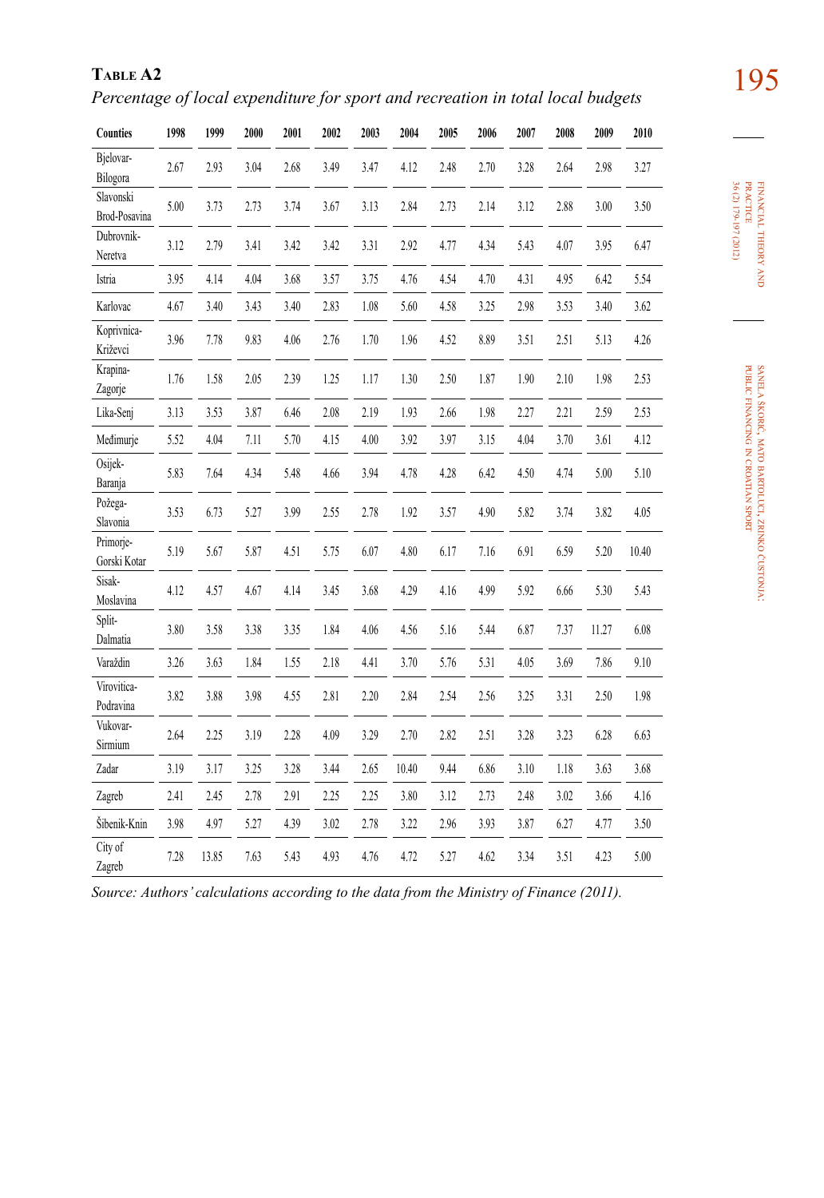**Table A2**

*Percentage of local expenditure for sport and recreation in total local budgets*

| Counties | 1998 | 1999 | 2000 | 2001 | 2002 | 2003 | 2004 | 2005 | 2006 | 2007 | 2008 | 2009 | 2010 |
|---|---|---|---|---|---|---|---|---|---|---|---|---|---|
| Bjelovar-Bilogora | 2.67 | 2.93 | 3.04 | 2.68 | 3.49 | 3.47 | 4.12 | 2.48 | 2.70 | 3.28 | 2.64 | 2.98 | 3.27 |
| Slavonski Brod-Posavina | 5.00 | 3.73 | 2.73 | 3.74 | 3.67 | 3.13 | 2.84 | 2.73 | 2.14 | 3.12 | 2.88 | 3.00 | 3.50 |
| Dubrovnik-Neretva | 3.12 | 2.79 | 3.41 | 3.42 | 3.42 | 3.31 | 2.92 | 4.77 | 4.34 | 5.43 | 4.07 | 3.95 | 6.47 |
| Istria | 3.95 | 4.14 | 4.04 | 3.68 | 3.57 | 3.75 | 4.76 | 4.54 | 4.70 | 4.31 | 4.95 | 6.42 | 5.54 |
| Karlovac | 4.67 | 3.40 | 3.43 | 3.40 | 2.83 | 1.08 | 5.60 | 4.58 | 3.25 | 2.98 | 3.53 | 3.40 | 3.62 |
| Koprivnica-Križevci | 3.96 | 7.78 | 9.83 | 4.06 | 2.76 | 1.70 | 1.96 | 4.52 | 8.89 | 3.51 | 2.51 | 5.13 | 4.26 |
| Krapina-Zagorje | 1.76 | 1.58 | 2.05 | 2.39 | 1.25 | 1.17 | 1.30 | 2.50 | 1.87 | 1.90 | 2.10 | 1.98 | 2.53 |
| Lika-Senj | 3.13 | 3.53 | 3.87 | 6.46 | 2.08 | 2.19 | 1.93 | 2.66 | 1.98 | 2.27 | 2.21 | 2.59 | 2.53 |
| Međimurje | 5.52 | 4.04 | 7.11 | 5.70 | 4.15 | 4.00 | 3.92 | 3.97 | 3.15 | 4.04 | 3.70 | 3.61 | 4.12 |
| Osijek-Baranja | 5.83 | 7.64 | 4.34 | 5.48 | 4.66 | 3.94 | 4.78 | 4.28 | 6.42 | 4.50 | 4.74 | 5.00 | 5.10 |
| Požega-Slavonia | 3.53 | 6.73 | 5.27 | 3.99 | 2.55 | 2.78 | 1.92 | 3.57 | 4.90 | 5.82 | 3.74 | 3.82 | 4.05 |
| Primorje-Gorski Kotar | 5.19 | 5.67 | 5.87 | 4.51 | 5.75 | 6.07 | 4.80 | 6.17 | 7.16 | 6.91 | 6.59 | 5.20 | 10.40 |
| Sisak-Moslavina | 4.12 | 4.57 | 4.67 | 4.14 | 3.45 | 3.68 | 4.29 | 4.16 | 4.99 | 5.92 | 6.66 | 5.30 | 5.43 |
| Split-Dalmatia | 3.80 | 3.58 | 3.38 | 3.35 | 1.84 | 4.06 | 4.56 | 5.16 | 5.44 | 6.87 | 7.37 | 11.27 | 6.08 |
| Varaždin | 3.26 | 3.63 | 1.84 | 1.55 | 2.18 | 4.41 | 3.70 | 5.76 | 5.31 | 4.05 | 3.69 | 7.86 | 9.10 |
| Virovitica-Podravina | 3.82 | 3.88 | 3.98 | 4.55 | 2.81 | 2.20 | 2.84 | 2.54 | 2.56 | 3.25 | 3.31 | 2.50 | 1.98 |
| Vukovar-Sirmium | 2.64 | 2.25 | 3.19 | 2.28 | 4.09 | 3.29 | 2.70 | 2.82 | 2.51 | 3.28 | 3.23 | 6.28 | 6.63 |
| Zadar | 3.19 | 3.17 | 3.25 | 3.28 | 3.44 | 2.65 | 10.40 | 9.44 | 6.86 | 3.10 | 1.18 | 3.63 | 3.68 |
| Zagreb | 2.41 | 2.45 | 2.78 | 2.91 | 2.25 | 2.25 | 3.80 | 3.12 | 2.73 | 2.48 | 3.02 | 3.66 | 4.16 |
| Šibenik-Knin | 3.98 | 4.97 | 5.27 | 4.39 | 3.02 | 2.78 | 3.22 | 2.96 | 3.93 | 3.87 | 6.27 | 4.77 | 3.50 |
| City of Zagreb | 7.28 | 13.85 | 7.63 | 5.43 | 4.93 | 4.76 | 4.72 | 5.27 | 4.62 | 3.34 | 3.51 | 4.23 | 5.00 |

*Source: Authors' calculations according to the data from the Ministry of Finance (2011).*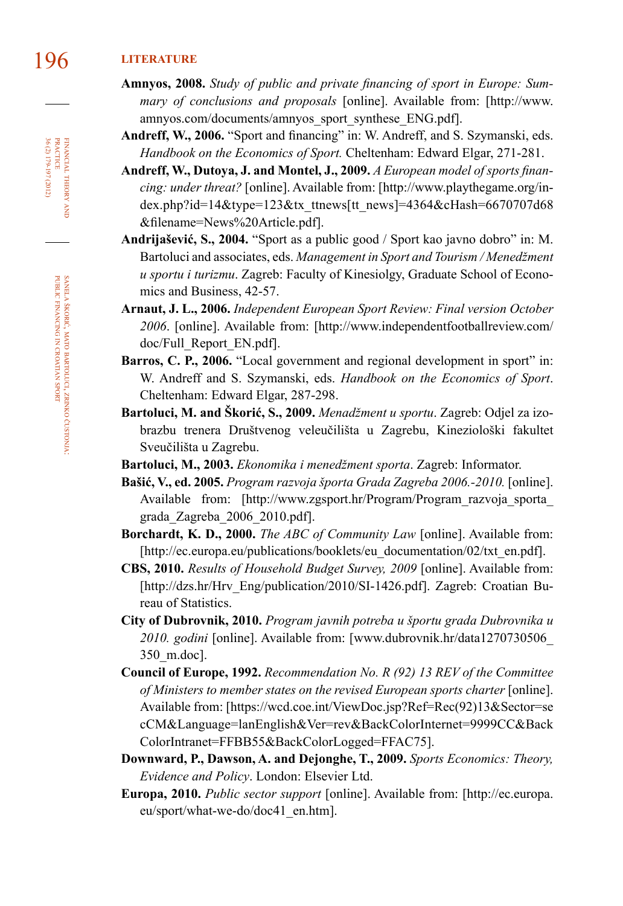## LITERATURE

**Amnyos, 2008.** *Study of public and private financing of sport in Europe: Summary of conclusions and proposals* [online]. Available from: [http://www.amnyos.com/documents/amnyos_sport_synthese_ENG.pdf].

**Andreff, W., 2006.** "Sport and financing" in: W. Andreff, and S. Szymanski, eds. *Handbook on the Economics of Sport.* Cheltenham: Edward Elgar, 271-281.

**Andreff, W., Dutoya, J. and Montel, J., 2009.** *A European model of sports financing: under threat?* [online]. Available from: [http://www.playthegame.org/index.php?id=14&type=123&tx_ttnews[tt_news]=4364&cHash=6670707d68&filename=News%20Article.pdf].

**Andrijašević, S., 2004.** "Sport as a public good / Sport kao javno dobro" in: M. Bartoluci and associates, eds. *Management in Sport and Tourism / Menedžment u sportu i turizmu*. Zagreb: Faculty of Kinesiolgy, Graduate School of Economics and Business, 42-57.

**Arnaut, J. L., 2006.** *Independent European Sport Review: Final version October 2006*. [online]. Available from: [http://www.independentfootballreview.com/doc/Full_Report_EN.pdf].

**Barros, C. P., 2006.** "Local government and regional development in sport" in: W. Andreff and S. Szymanski, eds. *Handbook on the Economics of Sport*. Cheltenham: Edward Elgar, 287-298.

**Bartoluci, M. and Škorić, S., 2009.** *Menadžment u sportu*. Zagreb: Odjel za izobrazbu trenera Društvenog veleučilišta u Zagrebu, Kineziološki fakultet Sveučilišta u Zagrebu.

**Bartoluci, M., 2003.** *Ekonomika i menedžment sporta*. Zagreb: Informator.

**Bašić, V., ed. 2005.** *Program razvoja športa Grada Zagreba 2006.-2010.* [online]. Available from: [http://www.zgsport.hr/Program/Program_razvoja_sporta_grada_Zagreba_2006_2010.pdf].

**Borchardt, K. D., 2000.** *The ABC of Community Law* [online]. Available from: [http://ec.europa.eu/publications/booklets/eu_documentation/02/txt_en.pdf].

**CBS, 2010.** *Results of Household Budget Survey, 2009* [online]. Available from: [http://dzs.hr/Hrv_Eng/publication/2010/SI-1426.pdf]. Zagreb: Croatian Bureau of Statistics.

**City of Dubrovnik, 2010.** *Program javnih potreba u športu grada Dubrovnika u 2010. godini* [online]. Available from: [www.dubrovnik.hr/data1270730506_350_m.doc].

**Council of Europe, 1992.** *Recommendation No. R (92) 13 REV of the Committee of Ministers to member states on the revised European sports charter* [online]. Available from: [https://wcd.coe.int/ViewDoc.jsp?Ref=Rec(92)13&Sector=secCM&Language=lanEnglish&Ver=rev&BackColorInternet=9999CC&BackColorIntranet=FFBB55&BackColorLogged=FFAC75].

**Downward, P., Dawson, A. and Dejonghe, T., 2009.** *Sports Economics: Theory, Evidence and Policy*. London: Elsevier Ltd.

**Europa, 2010.** *Public sector support* [online]. Available from: [http://ec.europa.eu/sport/what-we-do/doc41_en.htm].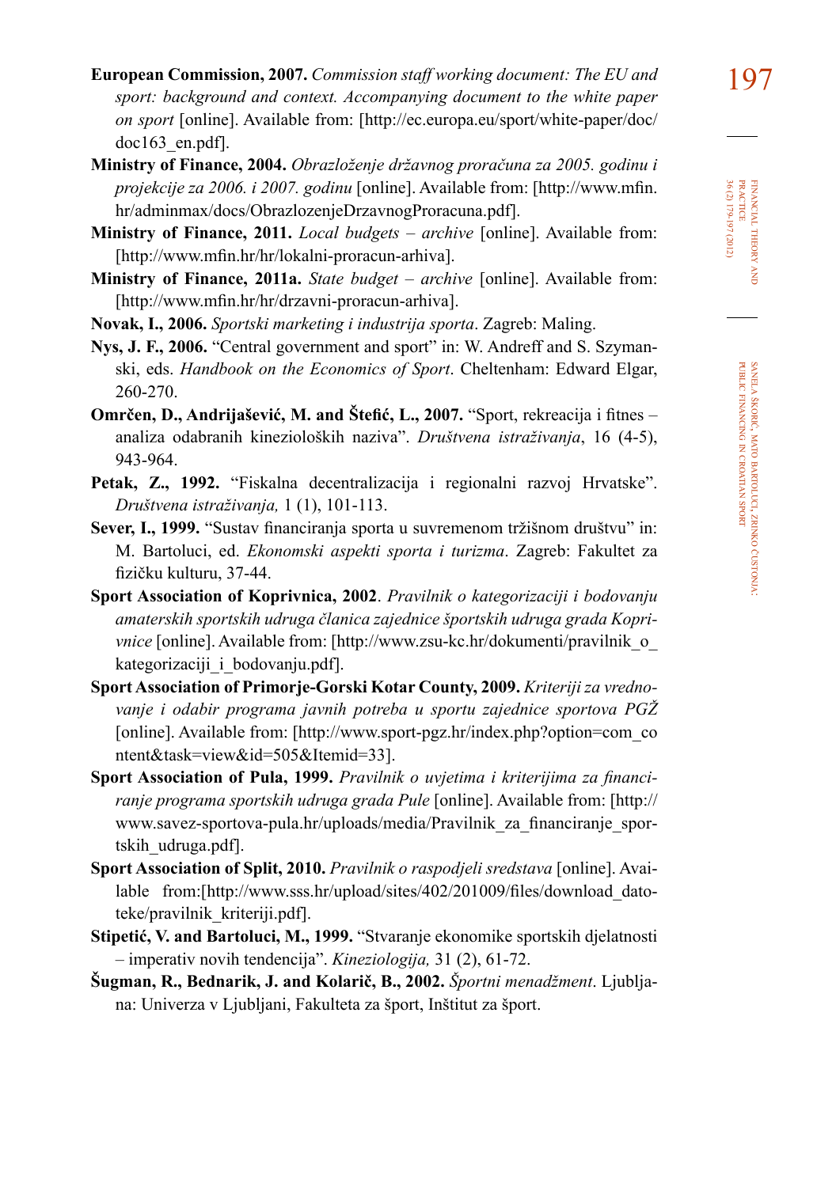**European Commission, 2007.** *Commission staff working document: The EU and sport: background and context. Accompanying document to the white paper on sport* [online]. Available from: [http://ec.europa.eu/sport/white-paper/doc/doc163_en.pdf].

**Ministry of Finance, 2004.** *Obrazloženje državnog proračuna za 2005. godinu i projekcije za 2006. i 2007. godinu* [online]. Available from: [http://www.mfin.hr/adminmax/docs/ObrazlozenjeDrzavnogProracuna.pdf].

**Ministry of Finance, 2011.** *Local budgets – archive* [online]. Available from: [http://www.mfin.hr/hr/lokalni-proracun-arhiva].

**Ministry of Finance, 2011a.** *State budget – archive* [online]. Available from: [http://www.mfin.hr/hr/drzavni-proracun-arhiva].

**Novak, I., 2006.** *Sportski marketing i industrija sporta*. Zagreb: Maling.

**Nys, J. F., 2006.** "Central government and sport" in: W. Andreff and S. Szymanski, eds. *Handbook on the Economics of Sport*. Cheltenham: Edward Elgar, 260-270.

**Omrčen, D., Andrijašević, M. and Štefić, L., 2007.** "Sport, rekreacija i fitnes – analiza odabranih kinezioloških naziva". *Društvena istraživanja*, 16 (4-5), 943-964.

**Petak, Z., 1992.** "Fiskalna decentralizacija i regionalni razvoj Hrvatske". *Društvena istraživanja,* 1 (1), 101-113.

**Sever, I., 1999.** "Sustav financiranja sporta u suvremenom tržišnom društvu" in: M. Bartoluci, ed. *Ekonomski aspekti sporta i turizma*. Zagreb: Fakultet za fizičku kulturu, 37-44.

**Sport Association of Koprivnica, 2002**. *Pravilnik o kategorizaciji i bodovanju amaterskih sportskih udruga članica zajednice športskih udruga grada Koprivnice* [online]. Available from: [http://www.zsu-kc.hr/dokumenti/pravilnik_o_kategorizaciji_i_bodovanju.pdf].

**Sport Association of Primorje-Gorski Kotar County, 2009.** *Kriteriji za vrednovanje i odabir programa javnih potreba u sportu zajednice sportova PGŽ* [online]. Available from: [http://www.sport-pgz.hr/index.php?option=com_content&task=view&id=505&Itemid=33].

**Sport Association of Pula, 1999.** *Pravilnik o uvjetima i kriterijima za financiranje programa sportskih udruga grada Pule* [online]. Available from: [http://www.savez-sportova-pula.hr/uploads/media/Pravilnik_za_financiranje_sportskih_udruga.pdf].

**Sport Association of Split, 2010.** *Pravilnik o raspodjeli sredstava* [online]. Available from:[http://www.sss.hr/upload/sites/402/201009/files/download_datoteke/pravilnik_kriteriji.pdf].

**Stipetić, V. and Bartoluci, M., 1999.** "Stvaranje ekonomike sportskih djelatnosti – imperativ novih tendencija". *Kineziologija,* 31 (2), 61-72.

**Šugman, R., Bednarik, J. and Kolarič, B., 2002.** *Športni menadžment*. Ljubljana: Univerza v Ljubljani, Fakulteta za šport, Inštitut za šport.